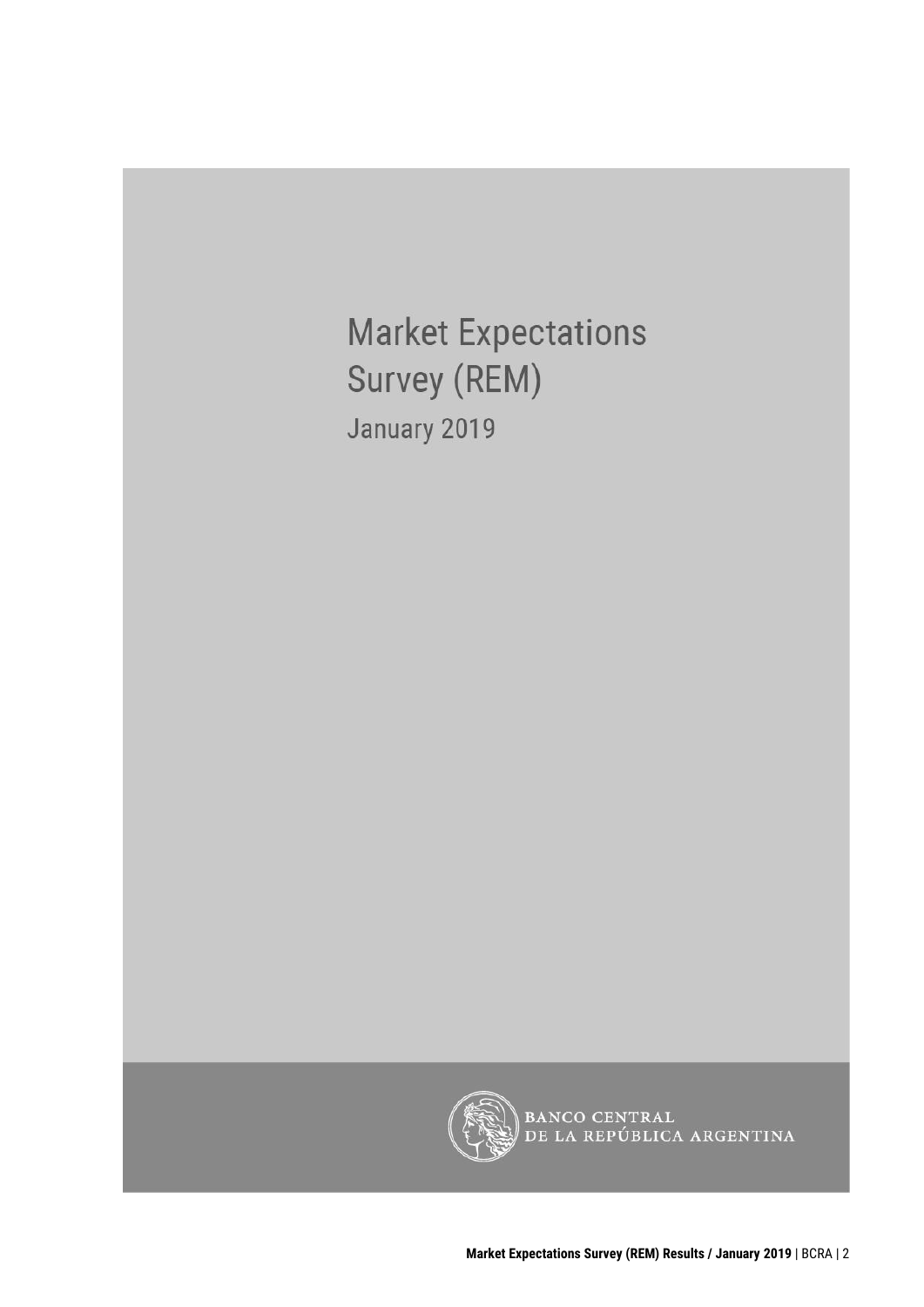# Market Expectations Survey (REM)

## January 2019

BANCO CENTRAL DE LA REPÚBLICA ARGENTINA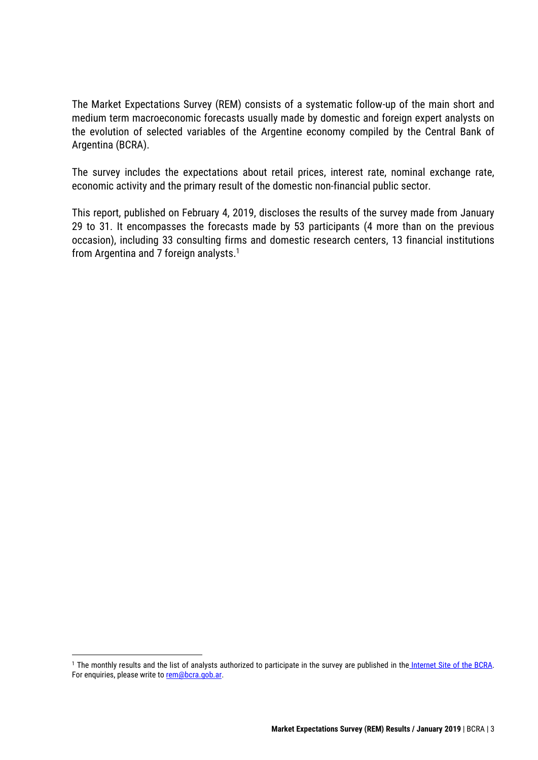The Market Expectations Survey (REM) consists of a systematic follow-up of the main short and medium term macroeconomic forecasts usually made by domestic and foreign expert analysts on the evolution of selected variables of the Argentine economy compiled by the Central Bank of Argentina (BCRA).

The survey includes the expectations about retail prices, interest rate, nominal exchange rate, economic activity and the primary result of the domestic non-financial public sector.

This report, published on February 4, 2019, discloses the results of the survey made from January 29 to 31. It encompasses the forecasts made by 53 participants (4 more than on the previous occasion), including 33 consulting firms and domestic research centers, 13 financial institutions from Argentina and 7 foreign analysts.[1]

[1] The monthly results and the list of analysts authorized to participate in the survey are published in the Internet Site of the BCRA. For enquiries, please write to rem@bcra.gob.ar.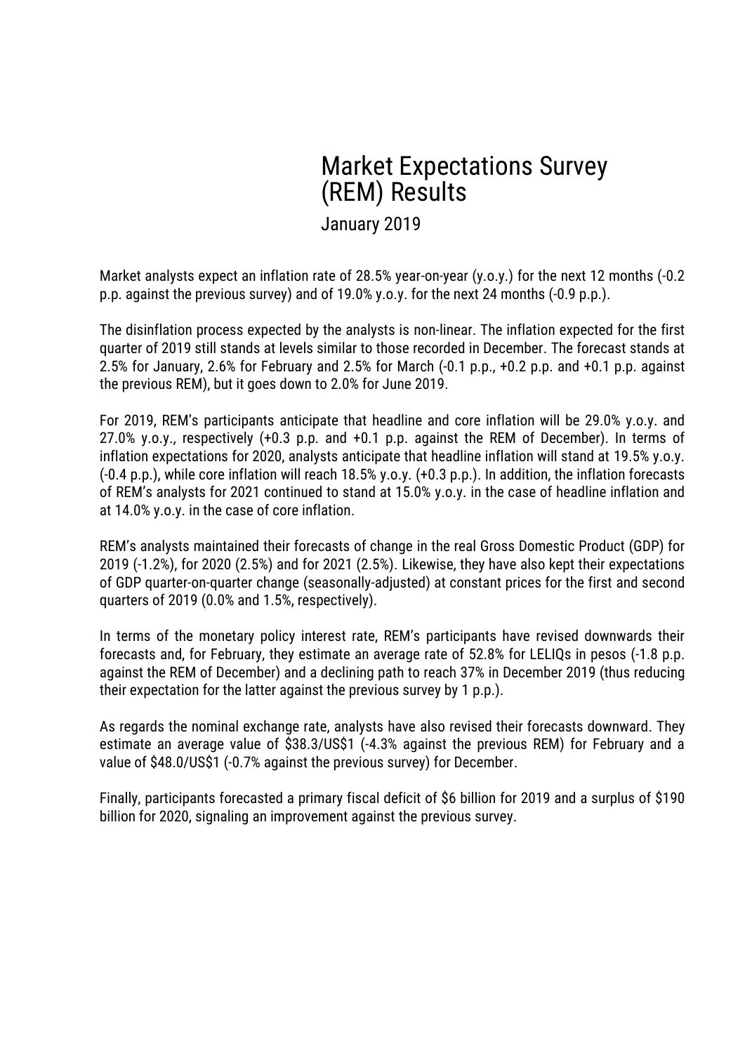# Market Expectations Survey (REM) Results

January 2019

Market analysts expect an inflation rate of 28.5% year-on-year (y.o.y.) for the next 12 months (-0.2 p.p. against the previous survey) and of 19.0% y.o.y. for the next 24 months (-0.9 p.p.).

The disinflation process expected by the analysts is non-linear. The inflation expected for the first quarter of 2019 still stands at levels similar to those recorded in December. The forecast stands at 2.5% for January, 2.6% for February and 2.5% for March (-0.1 p.p., +0.2 p.p. and +0.1 p.p. against the previous REM), but it goes down to 2.0% for June 2019.

For 2019, REM's participants anticipate that headline and core inflation will be 29.0% y.o.y. and 27.0% y.o.y., respectively (+0.3 p.p. and +0.1 p.p. against the REM of December). In terms of inflation expectations for 2020, analysts anticipate that headline inflation will stand at 19.5% y.o.y. (-0.4 p.p.), while core inflation will reach 18.5% y.o.y. (+0.3 p.p.). In addition, the inflation forecasts of REM's analysts for 2021 continued to stand at 15.0% y.o.y. in the case of headline inflation and at 14.0% y.o.y. in the case of core inflation.

REM's analysts maintained their forecasts of change in the real Gross Domestic Product (GDP) for 2019 (-1.2%), for 2020 (2.5%) and for 2021 (2.5%). Likewise, they have also kept their expectations of GDP quarter-on-quarter change (seasonally-adjusted) at constant prices for the first and second quarters of 2019 (0.0% and 1.5%, respectively).

In terms of the monetary policy interest rate, REM's participants have revised downwards their forecasts and, for February, they estimate an average rate of 52.8% for LELIQs in pesos (-1.8 p.p. against the REM of December) and a declining path to reach 37% in December 2019 (thus reducing their expectation for the latter against the previous survey by 1 p.p.).

As regards the nominal exchange rate, analysts have also revised their forecasts downward. They estimate an average value of $38.3/US$1 (-4.3% against the previous REM) for February and a value of $48.0/US$1 (-0.7% against the previous survey) for December.

Finally, participants forecasted a primary fiscal deficit of $6 billion for 2019 and a surplus of $190 billion for 2020, signaling an improvement against the previous survey.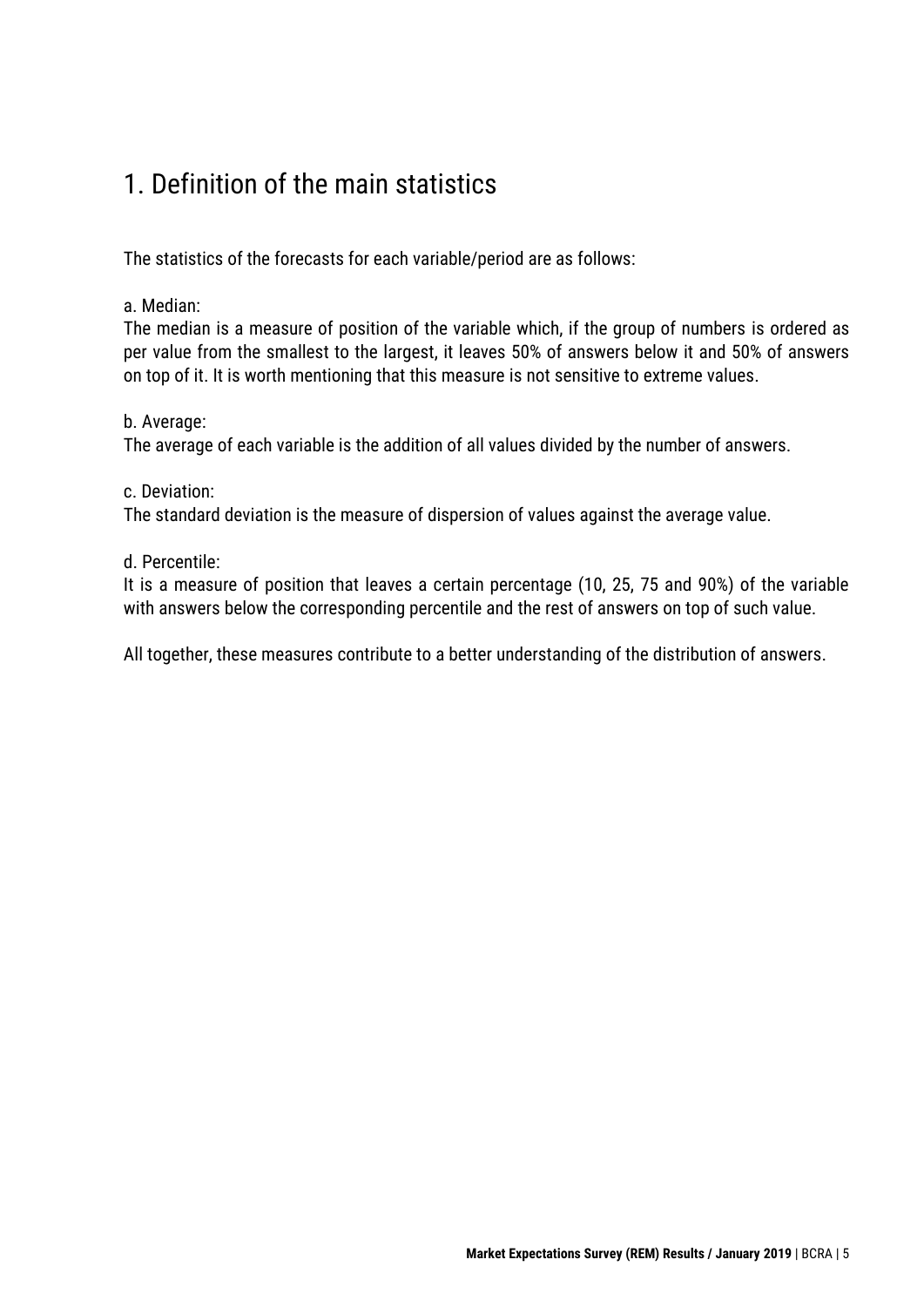# 1. Definition of the main statistics

The statistics of the forecasts for each variable/period are as follows:

a. Median:

The median is a measure of position of the variable which, if the group of numbers is ordered as per value from the smallest to the largest, it leaves 50% of answers below it and 50% of answers on top of it. It is worth mentioning that this measure is not sensitive to extreme values.

b. Average:

The average of each variable is the addition of all values divided by the number of answers.

c. Deviation:

The standard deviation is the measure of dispersion of values against the average value.

d. Percentile:

It is a measure of position that leaves a certain percentage (10, 25, 75 and 90%) of the variable with answers below the corresponding percentile and the rest of answers on top of such value.

All together, these measures contribute to a better understanding of the distribution of answers.